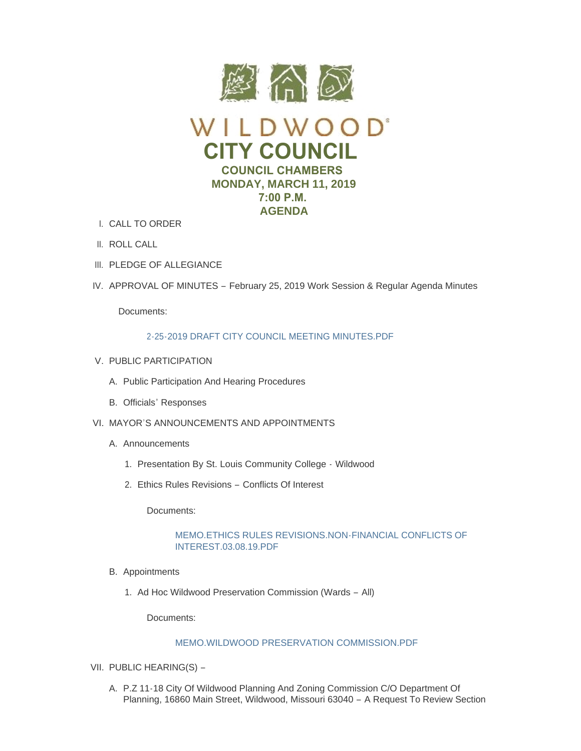# WILDWOOD

# CITY COUNCIL

## COUNCIL CHAMBERS
## MONDAY, MARCH 11, 2019
## 7:00 P.M.
## AGENDA

I. CALL TO ORDER

II. ROLL CALL

III. PLEDGE OF ALLEGIANCE

IV. APPROVAL OF MINUTES – February 25, 2019 Work Session & Regular Agenda Minutes

Documents:

2-25-2019 DRAFT CITY COUNCIL MEETING MINUTES.PDF

V. PUBLIC PARTICIPATION

A. Public Participation And Hearing Procedures

B. Officials' Responses

VI. MAYOR'S ANNOUNCEMENTS AND APPOINTMENTS

A. Announcements

1. Presentation By St. Louis Community College - Wildwood

2. Ethics Rules Revisions – Conflicts Of Interest

Documents:

MEMO.ETHICS RULES REVISIONS.NON-FINANCIAL CONFLICTS OF INTEREST.03.08.19.PDF

B. Appointments

1. Ad Hoc Wildwood Preservation Commission (Wards – All)

Documents:

MEMO.WILDWOOD PRESERVATION COMMISSION.PDF

VII. PUBLIC HEARING(S) –

A. P.Z 11-18 City Of Wildwood Planning And Zoning Commission C/O Department Of Planning, 16860 Main Street, Wildwood, Missouri 63040 – A Request To Review Section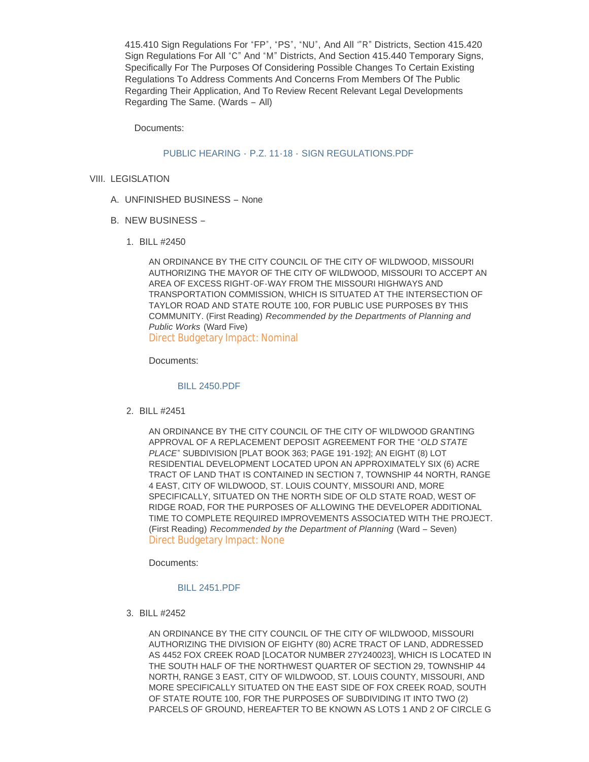415.410 Sign Regulations For "FP", "PS", "NU", And All '"R" Districts, Section 415.420 Sign Regulations For All "C" And "M" Districts, And Section 415.440 Temporary Signs, Specifically For The Purposes Of Considering Possible Changes To Certain Existing Regulations To Address Comments And Concerns From Members Of The Public Regarding Their Application, And To Review Recent Relevant Legal Developments Regarding The Same. (Wards – All)

Documents:

PUBLIC HEARING - P.Z. 11-18 - SIGN REGULATIONS.PDF

VIII. LEGISLATION

A. UNFINISHED BUSINESS – None

B. NEW BUSINESS –

1. BILL #2450

AN ORDINANCE BY THE CITY COUNCIL OF THE CITY OF WILDWOOD, MISSOURI AUTHORIZING THE MAYOR OF THE CITY OF WILDWOOD, MISSOURI TO ACCEPT AN AREA OF EXCESS RIGHT-OF-WAY FROM THE MISSOURI HIGHWAYS AND TRANSPORTATION COMMISSION, WHICH IS SITUATED AT THE INTERSECTION OF TAYLOR ROAD AND STATE ROUTE 100, FOR PUBLIC USE PURPOSES BY THIS COMMUNITY. (First Reading) *Recommended by the Departments of Planning and Public Works* (Ward Five)
Direct Budgetary Impact: Nominal

Documents:

BILL 2450.PDF

2. BILL #2451

AN ORDINANCE BY THE CITY COUNCIL OF THE CITY OF WILDWOOD GRANTING APPROVAL OF A REPLACEMENT DEPOSIT AGREEMENT FOR THE "*OLD STATE PLACE*" SUBDIVISION [PLAT BOOK 363; PAGE 191-192]; AN EIGHT (8) LOT RESIDENTIAL DEVELOPMENT LOCATED UPON AN APPROXIMATELY SIX (6) ACRE TRACT OF LAND THAT IS CONTAINED IN SECTION 7, TOWNSHIP 44 NORTH, RANGE 4 EAST, CITY OF WILDWOOD, ST. LOUIS COUNTY, MISSOURI AND, MORE SPECIFICALLY, SITUATED ON THE NORTH SIDE OF OLD STATE ROAD, WEST OF RIDGE ROAD, FOR THE PURPOSES OF ALLOWING THE DEVELOPER ADDITIONAL TIME TO COMPLETE REQUIRED IMPROVEMENTS ASSOCIATED WITH THE PROJECT. (First Reading) *Recommended by the Department of Planning* (Ward – Seven)
Direct Budgetary Impact: None

Documents:

BILL 2451.PDF

3. BILL #2452

AN ORDINANCE BY THE CITY COUNCIL OF THE CITY OF WILDWOOD, MISSOURI AUTHORIZING THE DIVISION OF EIGHTY (80) ACRE TRACT OF LAND, ADDRESSED AS 4452 FOX CREEK ROAD [LOCATOR NUMBER 27Y240023], WHICH IS LOCATED IN THE SOUTH HALF OF THE NORTHWEST QUARTER OF SECTION 29, TOWNSHIP 44 NORTH, RANGE 3 EAST, CITY OF WILDWOOD, ST. LOUIS COUNTY, MISSOURI, AND MORE SPECIFICALLY SITUATED ON THE EAST SIDE OF FOX CREEK ROAD, SOUTH OF STATE ROUTE 100, FOR THE PURPOSES OF SUBDIVIDING IT INTO TWO (2) PARCELS OF GROUND, HEREAFTER TO BE KNOWN AS LOTS 1 AND 2 OF CIRCLE G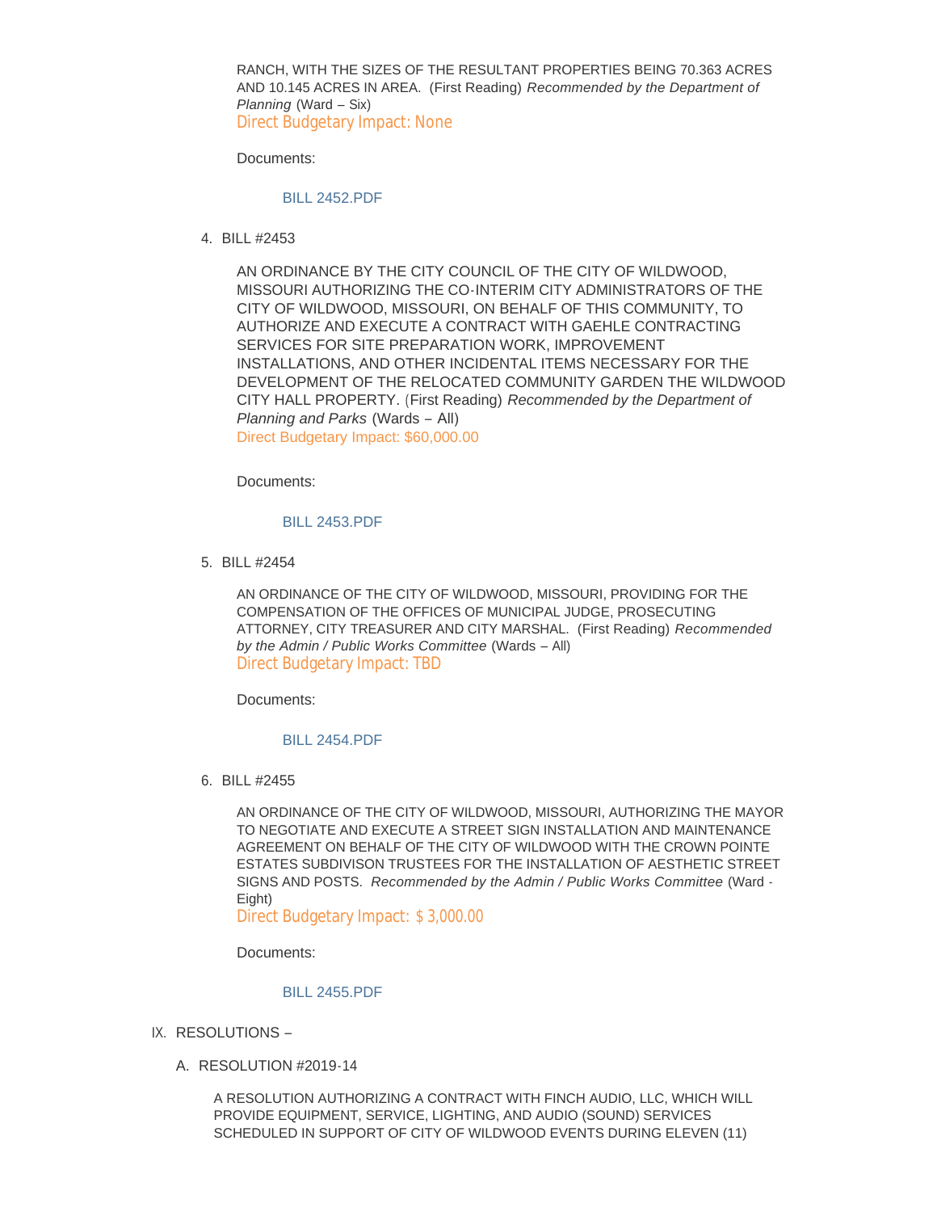RANCH, WITH THE SIZES OF THE RESULTANT PROPERTIES BEING 70.363 ACRES AND 10.145 ACRES IN AREA. (First Reading) *Recommended by the Department of Planning* (Ward – Six)
Direct Budgetary Impact: None

Documents:

BILL 2452.PDF

4. BILL #2453

   AN ORDINANCE BY THE CITY COUNCIL OF THE CITY OF WILDWOOD, MISSOURI AUTHORIZING THE CO-INTERIM CITY ADMINISTRATORS OF THE CITY OF WILDWOOD, MISSOURI, ON BEHALF OF THIS COMMUNITY, TO AUTHORIZE AND EXECUTE A CONTRACT WITH GAEHLE CONTRACTING SERVICES FOR SITE PREPARATION WORK, IMPROVEMENT INSTALLATIONS, AND OTHER INCIDENTAL ITEMS NECESSARY FOR THE DEVELOPMENT OF THE RELOCATED COMMUNITY GARDEN THE WILDWOOD CITY HALL PROPERTY. (First Reading) *Recommended by the Department of Planning and Parks* (Wards – All)
   Direct Budgetary Impact: $60,000.00

   Documents:

   BILL 2453.PDF

5. BILL #2454

   AN ORDINANCE OF THE CITY OF WILDWOOD, MISSOURI, PROVIDING FOR THE COMPENSATION OF THE OFFICES OF MUNICIPAL JUDGE, PROSECUTING ATTORNEY, CITY TREASURER AND CITY MARSHAL. (First Reading) *Recommended by the Admin / Public Works Committee* (Wards – All)
   Direct Budgetary Impact: TBD

   Documents:

   BILL 2454.PDF

6. BILL #2455

   AN ORDINANCE OF THE CITY OF WILDWOOD, MISSOURI, AUTHORIZING THE MAYOR TO NEGOTIATE AND EXECUTE A STREET SIGN INSTALLATION AND MAINTENANCE AGREEMENT ON BEHALF OF THE CITY OF WILDWOOD WITH THE CROWN POINTE ESTATES SUBDIVISON TRUSTEES FOR THE INSTALLATION OF AESTHETIC STREET SIGNS AND POSTS. *Recommended by the Admin / Public Works Committee* (Ward - Eight)
   Direct Budgetary Impact: $ 3,000.00

   Documents:

   BILL 2455.PDF

IX. RESOLUTIONS –

A. RESOLUTION #2019-14

   A RESOLUTION AUTHORIZING A CONTRACT WITH FINCH AUDIO, LLC, WHICH WILL PROVIDE EQUIPMENT, SERVICE, LIGHTING, AND AUDIO (SOUND) SERVICES SCHEDULED IN SUPPORT OF CITY OF WILDWOOD EVENTS DURING ELEVEN (11)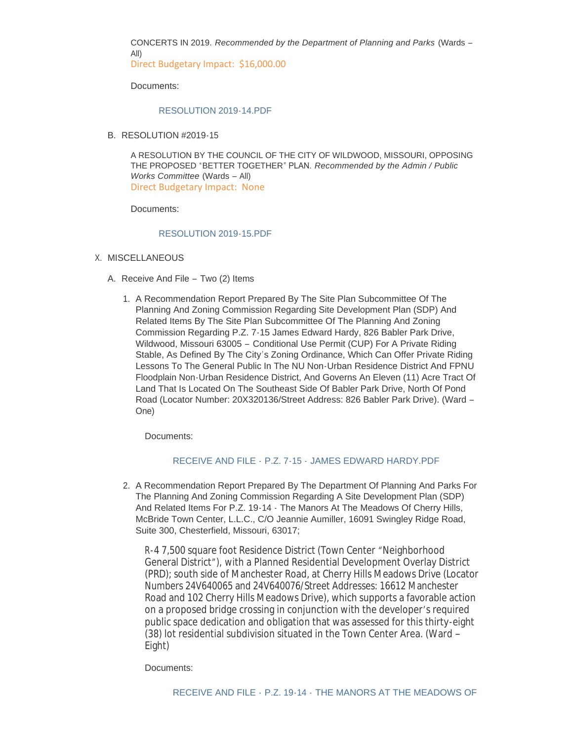CONCERTS IN 2019. *Recommended by the Department of Planning and Parks* (Wards – All)
Direct Budgetary Impact: $16,000.00

Documents:

RESOLUTION 2019-14.PDF

B. RESOLUTION #2019-15

A RESOLUTION BY THE COUNCIL OF THE CITY OF WILDWOOD, MISSOURI, OPPOSING THE PROPOSED "BETTER TOGETHER" PLAN. *Recommended by the Admin / Public Works Committee* (Wards – All)
Direct Budgetary Impact: None

Documents:

RESOLUTION 2019-15.PDF

X. MISCELLANEOUS

A. Receive And File – Two (2) Items

1. A Recommendation Report Prepared By The Site Plan Subcommittee Of The Planning And Zoning Commission Regarding Site Development Plan (SDP) And Related Items By The Site Plan Subcommittee Of The Planning And Zoning Commission Regarding P.Z. 7-15 James Edward Hardy, 826 Babler Park Drive, Wildwood, Missouri 63005 – Conditional Use Permit (CUP) For A Private Riding Stable, As Defined By The City's Zoning Ordinance, Which Can Offer Private Riding Lessons To The General Public In The NU Non-Urban Residence District And FPNU Floodplain Non-Urban Residence District, And Governs An Eleven (11) Acre Tract Of Land That Is Located On The Southeast Side Of Babler Park Drive, North Of Pond Road (Locator Number: 20X320136/Street Address: 826 Babler Park Drive). (Ward – One)

   Documents:

   RECEIVE AND FILE - P.Z. 7-15 - JAMES EDWARD HARDY.PDF

2. A Recommendation Report Prepared By The Department Of Planning And Parks For The Planning And Zoning Commission Regarding A Site Development Plan (SDP) And Related Items For P.Z. 19-14 - The Manors At The Meadows Of Cherry Hills, McBride Town Center, L.L.C., C/O Jeannie Aumiller, 16091 Swingley Ridge Road, Suite 300, Chesterfield, Missouri, 63017;

   R-4 7,500 square foot Residence District (Town Center "Neighborhood General District"), with a Planned Residential Development Overlay District (PRD); south side of Manchester Road, at Cherry Hills Meadows Drive (Locator Numbers 24V640065 and 24V640076/Street Addresses: 16612 Manchester Road and 102 Cherry Hills Meadows Drive), which supports a favorable action on a proposed bridge crossing in conjunction with the developer's required public space dedication and obligation that was assessed for this thirty-eight (38) lot residential subdivision situated in the Town Center Area. (Ward – Eight)

   Documents:

   RECEIVE AND FILE - P.Z. 19-14 - THE MANORS AT THE MEADOWS OF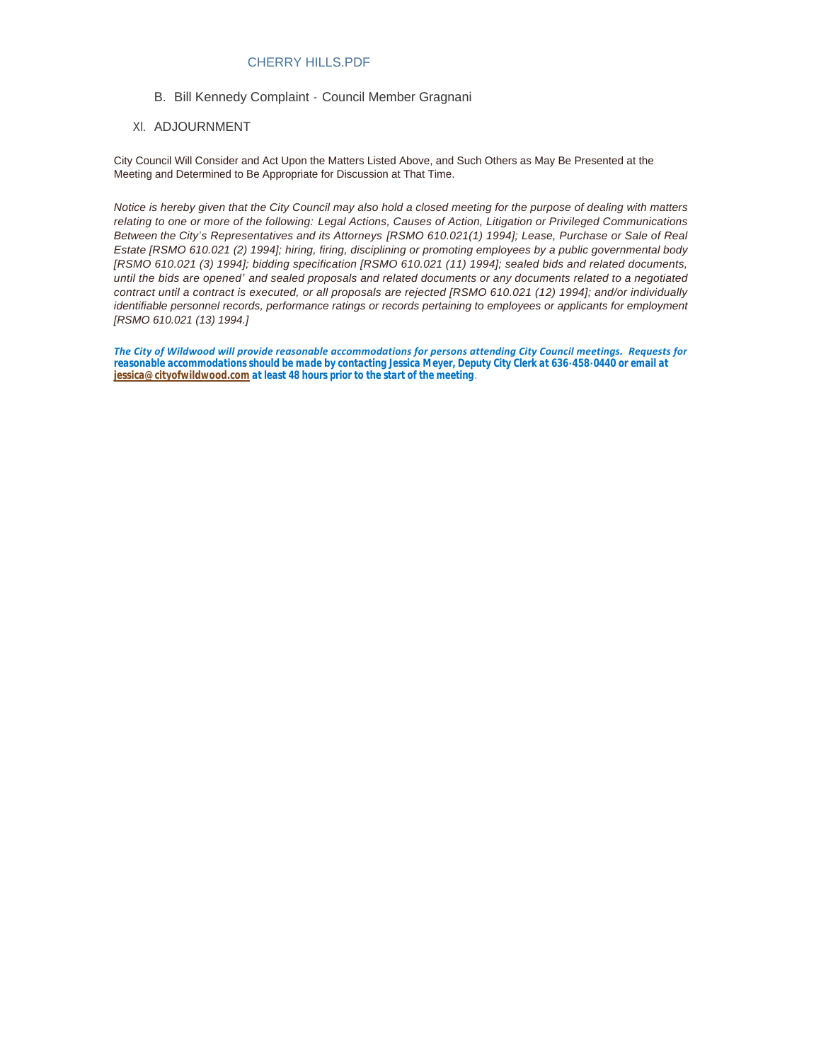CHERRY HILLS.PDF

B. Bill Kennedy Complaint - Council Member Gragnani

XI. ADJOURNMENT

City Council Will Consider and Act Upon the Matters Listed Above, and Such Others as May Be Presented at the Meeting and Determined to Be Appropriate for Discussion at That Time.

*Notice is hereby given that the City Council may also hold a closed meeting for the purpose of dealing with matters relating to one or more of the following: Legal Actions, Causes of Action, Litigation or Privileged Communications Between the City's Representatives and its Attorneys [RSMO 610.021(1) 1994]; Lease, Purchase or Sale of Real Estate [RSMO 610.021 (2) 1994]; hiring, firing, disciplining or promoting employees by a public governmental body [RSMO 610.021 (3) 1994]; bidding specification [RSMO 610.021 (11) 1994]; sealed bids and related documents, until the bids are opened' and sealed proposals and related documents or any documents related to a negotiated contract until a contract is executed, or all proposals are rejected [RSMO 610.021 (12) 1994]; and/or individually identifiable personnel records, performance ratings or records pertaining to employees or applicants for employment [RSMO 610.021 (13) 1994.]*

***The City of Wildwood will provide reasonable accommodations for persons attending City Council meetings. Requests for reasonable accommodations should be made by contacting Jessica Meyer, Deputy City Clerk at 636-458-0440 or email at jessica@cityofwildwood.com at least 48 hours prior to the start of the meeting***.